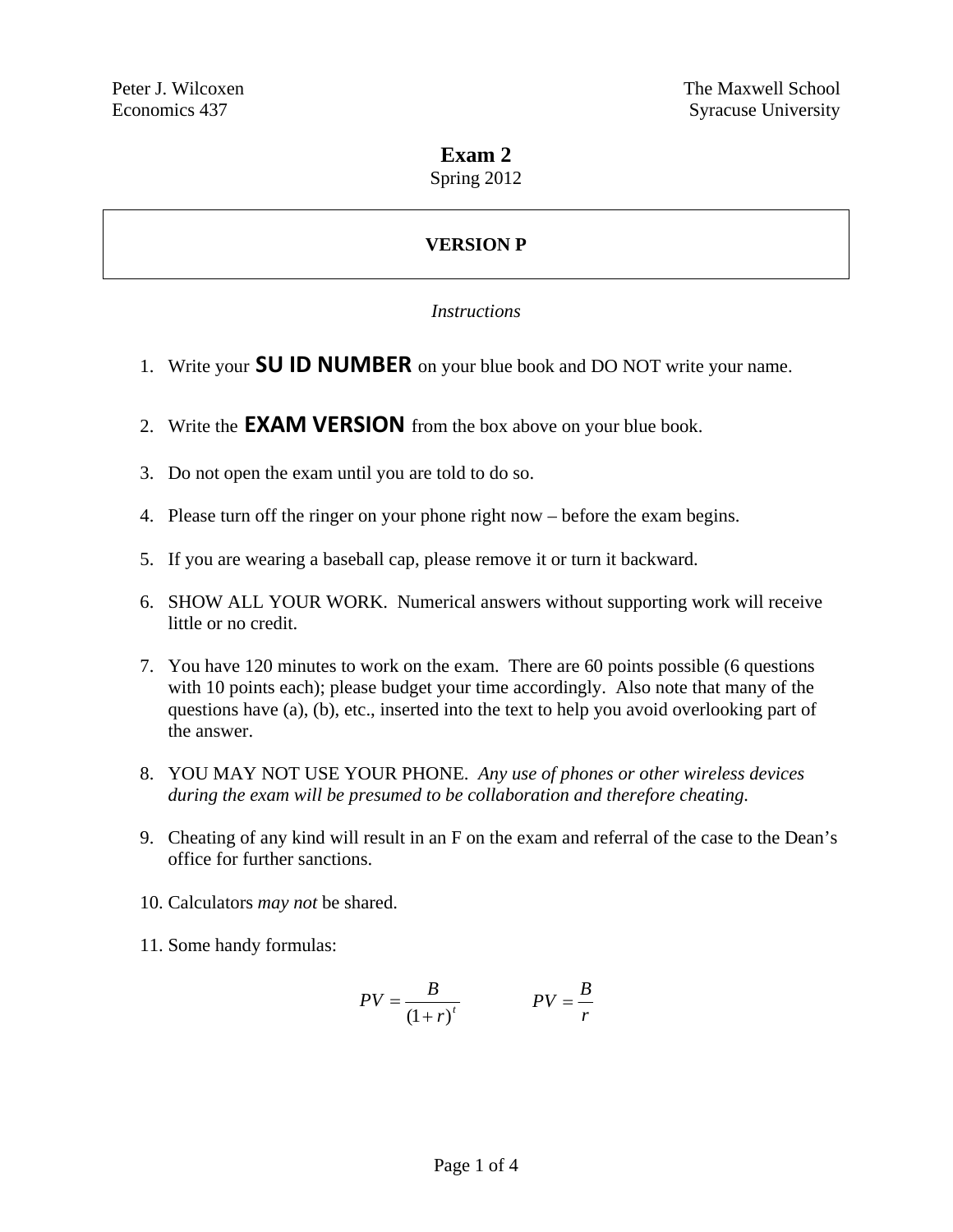Peter J. Wilcoxen
Economics 437

The Maxwell School
Syracuse University

# Exam 2

Spring 2012

**VERSION P**

*Instructions*

1. Write your **SU ID NUMBER** on your blue book and DO NOT write your name.
2. Write the **EXAM VERSION** from the box above on your blue book.
3. Do not open the exam until you are told to do so.
4. Please turn off the ringer on your phone right now – before the exam begins.
5. If you are wearing a baseball cap, please remove it or turn it backward.
6. SHOW ALL YOUR WORK. Numerical answers without supporting work will receive little or no credit.
7. You have 120 minutes to work on the exam. There are 60 points possible (6 questions with 10 points each); please budget your time accordingly. Also note that many of the questions have (a), (b), etc., inserted into the text to help you avoid overlooking part of the answer.
8. YOU MAY NOT USE YOUR PHONE. *Any use of phones or other wireless devices during the exam will be presumed to be collaboration and therefore cheating.*
9. Cheating of any kind will result in an F on the exam and referral of the case to the Dean's office for further sanctions.
10. Calculators *may not* be shared.
11. Some handy formulas:

$$PV = \frac{B}{(1+r)^t} \qquad PV = \frac{B}{r}$$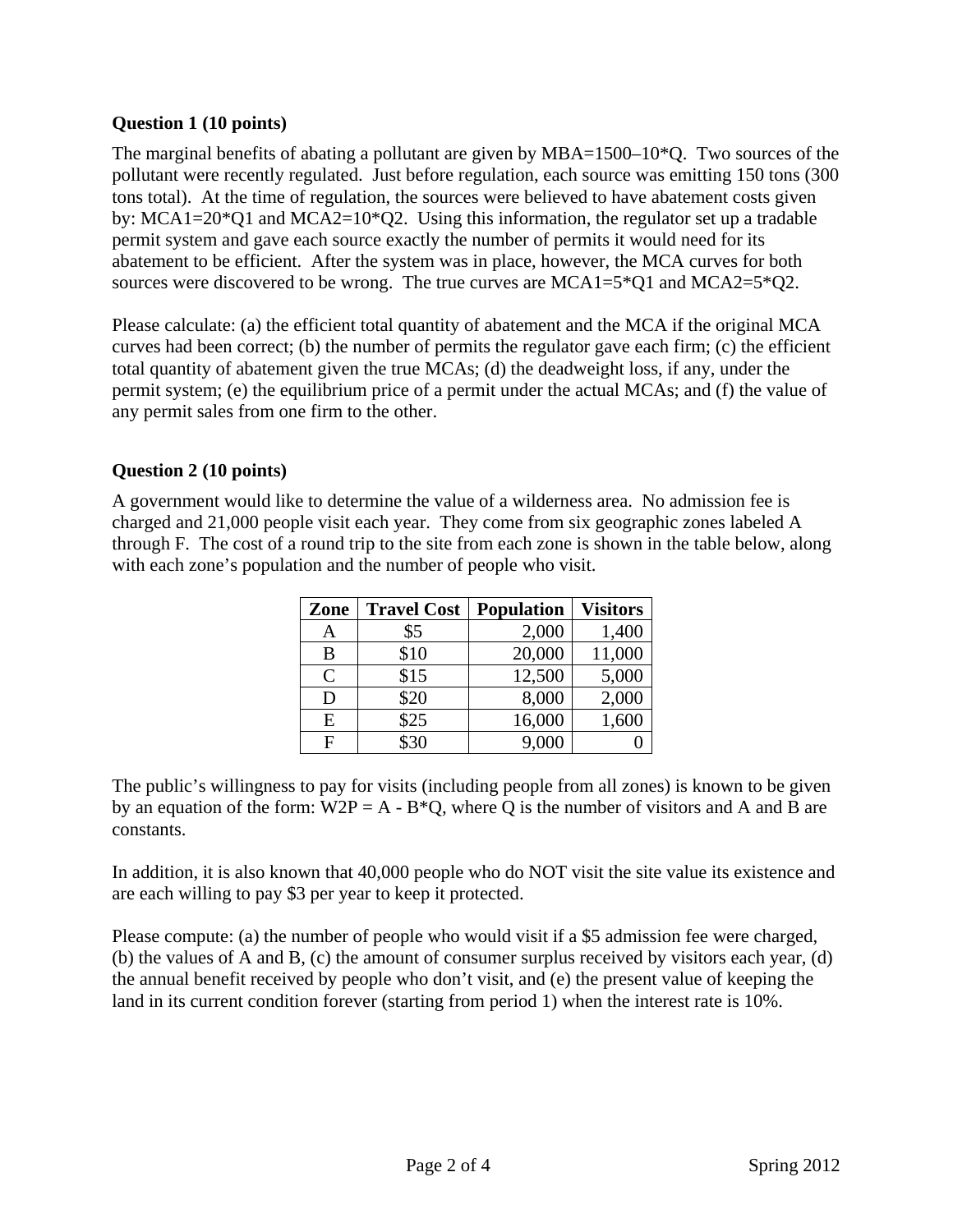**Question 1 (10 points)**

The marginal benefits of abating a pollutant are given by $MBA=1500–10*Q$. Two sources of the pollutant were recently regulated. Just before regulation, each source was emitting 150 tons (300 tons total). At the time of regulation, the sources were believed to have abatement costs given by: $MCA1=20*Q1$ and $MCA2=10*Q2$. Using this information, the regulator set up a tradable permit system and gave each source exactly the number of permits it would need for its abatement to be efficient. After the system was in place, however, the MCA curves for both sources were discovered to be wrong. The true curves are $MCA1=5*Q1$ and $MCA2=5*Q2$.

Please calculate: (a) the efficient total quantity of abatement and the MCA if the original MCA curves had been correct; (b) the number of permits the regulator gave each firm; (c) the efficient total quantity of abatement given the true MCAs; (d) the deadweight loss, if any, under the permit system; (e) the equilibrium price of a permit under the actual MCAs; and (f) the value of any permit sales from one firm to the other.

**Question 2 (10 points)**

A government would like to determine the value of a wilderness area. No admission fee is charged and 21,000 people visit each year. They come from six geographic zones labeled A through F. The cost of a round trip to the site from each zone is shown in the table below, along with each zone's population and the number of people who visit.

| Zone | Travel Cost | Population | Visitors |
|---|---|---|---|
| A | \$5 | 2,000 | 1,400 |
| B | \$10 | 20,000 | 11,000 |
| C | \$15 | 12,500 | 5,000 |
| D | \$20 | 8,000 | 2,000 |
| E | \$25 | 16,000 | 1,600 |
| F | \$30 | 9,000 | 0 |

The public's willingness to pay for visits (including people from all zones) is known to be given by an equation of the form: $W2P = A - B*Q$, where Q is the number of visitors and A and B are constants.

In addition, it is also known that 40,000 people who do NOT visit the site value its existence and are each willing to pay \$3 per year to keep it protected.

Please compute: (a) the number of people who would visit if a \$5 admission fee were charged, (b) the values of A and B, (c) the amount of consumer surplus received by visitors each year, (d) the annual benefit received by people who don't visit, and (e) the present value of keeping the land in its current condition forever (starting from period 1) when the interest rate is 10%.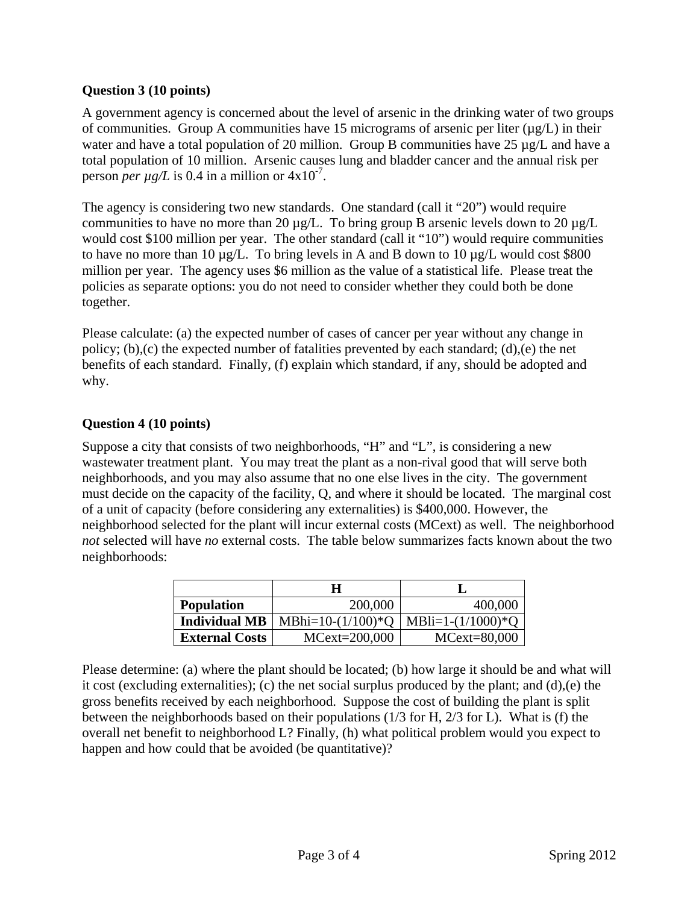**Question 3 (10 points)**

A government agency is concerned about the level of arsenic in the drinking water of two groups of communities. Group A communities have 15 micrograms of arsenic per liter (µg/L) in their water and have a total population of 20 million. Group B communities have 25 µg/L and have a total population of 10 million. Arsenic causes lung and bladder cancer and the annual risk per person *per µg/L* is 0.4 in a million or $4 \times 10^{-7}$.

The agency is considering two new standards. One standard (call it "20") would require communities to have no more than 20 µg/L. To bring group B arsenic levels down to 20 µg/L would cost $100 million per year. The other standard (call it "10") would require communities to have no more than 10 µg/L. To bring levels in A and B down to 10 µg/L would cost $800 million per year. The agency uses $6 million as the value of a statistical life. Please treat the policies as separate options: you do not need to consider whether they could both be done together.

Please calculate: (a) the expected number of cases of cancer per year without any change in policy; (b),(c) the expected number of fatalities prevented by each standard; (d),(e) the net benefits of each standard. Finally, (f) explain which standard, if any, should be adopted and why.

**Question 4 (10 points)**

Suppose a city that consists of two neighborhoods, "H" and "L", is considering a new wastewater treatment plant. You may treat the plant as a non-rival good that will serve both neighborhoods, and you may also assume that no one else lives in the city. The government must decide on the capacity of the facility, Q, and where it should be located. The marginal cost of a unit of capacity (before considering any externalities) is $400,000. However, the neighborhood selected for the plant will incur external costs (MCext) as well. The neighborhood *not* selected will have *no* external costs. The table below summarizes facts known about the two neighborhoods:

| | H | L |
|---|---|---|
| **Population** | 200,000 | 400,000 |
| **Individual MB** | MBhi=10-(1/100)*Q | MBli=1-(1/1000)*Q |
| **External Costs** | MCext=200,000 | MCext=80,000 |

Please determine: (a) where the plant should be located; (b) how large it should be and what will it cost (excluding externalities); (c) the net social surplus produced by the plant; and (d),(e) the gross benefits received by each neighborhood. Suppose the cost of building the plant is split between the neighborhoods based on their populations (1/3 for H, 2/3 for L). What is (f) the overall net benefit to neighborhood L? Finally, (h) what political problem would you expect to happen and how could that be avoided (be quantitative)?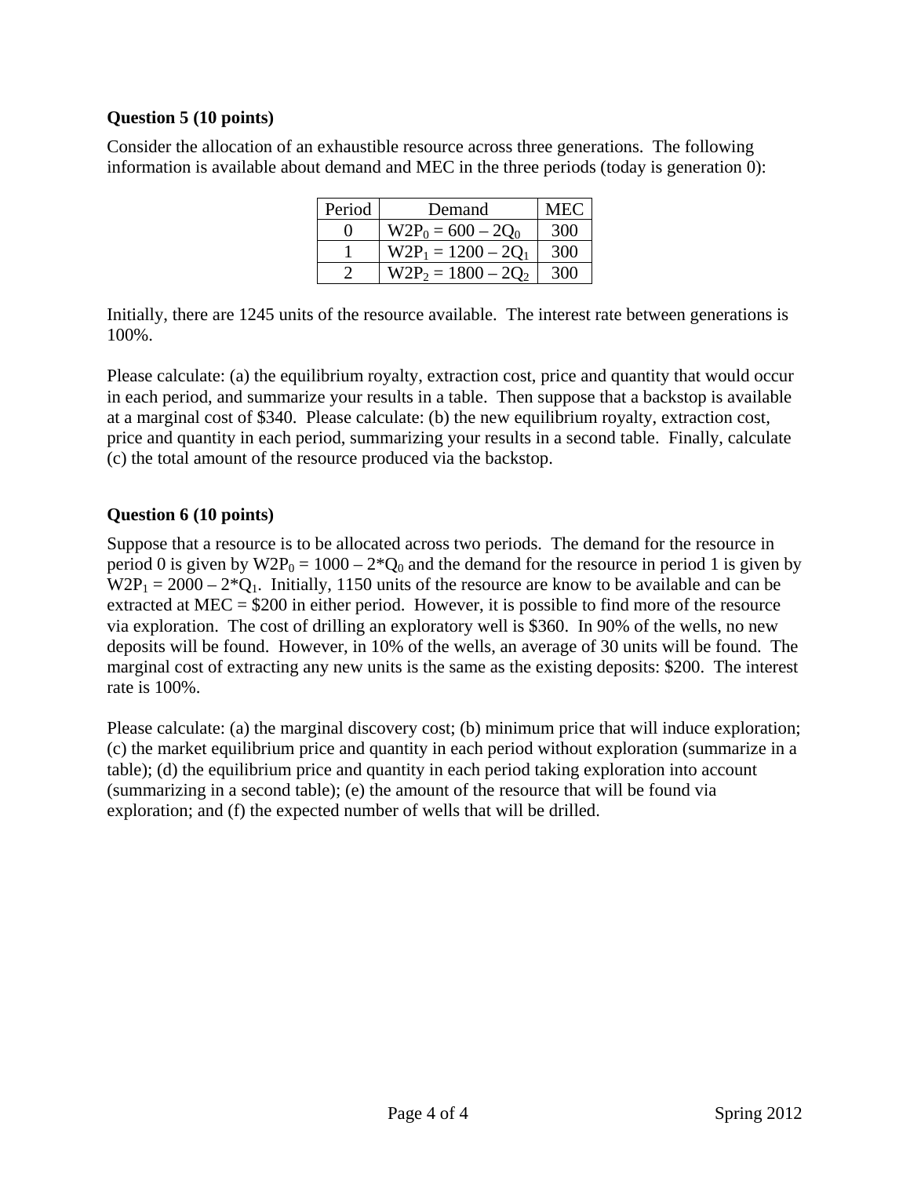**Question 5 (10 points)**

Consider the allocation of an exhaustible resource across three generations. The following information is available about demand and MEC in the three periods (today is generation 0):

| Period | Demand | MEC |
|---|---|---|
| 0 | $W2P_0 = 600 - 2Q_0$ | 300 |
| 1 | $W2P_1 = 1200 - 2Q_1$ | 300 |
| 2 | $W2P_2 = 1800 - 2Q_2$ | 300 |

Initially, there are 1245 units of the resource available. The interest rate between generations is 100%.

Please calculate: (a) the equilibrium royalty, extraction cost, price and quantity that would occur in each period, and summarize your results in a table. Then suppose that a backstop is available at a marginal cost of $340. Please calculate: (b) the new equilibrium royalty, extraction cost, price and quantity in each period, summarizing your results in a second table. Finally, calculate (c) the total amount of the resource produced via the backstop.

**Question 6 (10 points)**

Suppose that a resource is to be allocated across two periods. The demand for the resource in period 0 is given by $W2P_0 = 1000 - 2*Q_0$ and the demand for the resource in period 1 is given by $W2P_1 = 2000 - 2*Q_1$. Initially, 1150 units of the resource are know to be available and can be extracted at MEC = $200 in either period. However, it is possible to find more of the resource via exploration. The cost of drilling an exploratory well is $360. In 90% of the wells, no new deposits will be found. However, in 10% of the wells, an average of 30 units will be found. The marginal cost of extracting any new units is the same as the existing deposits: $200. The interest rate is 100%.

Please calculate: (a) the marginal discovery cost; (b) minimum price that will induce exploration; (c) the market equilibrium price and quantity in each period without exploration (summarize in a table); (d) the equilibrium price and quantity in each period taking exploration into account (summarizing in a second table); (e) the amount of the resource that will be found via exploration; and (f) the expected number of wells that will be drilled.